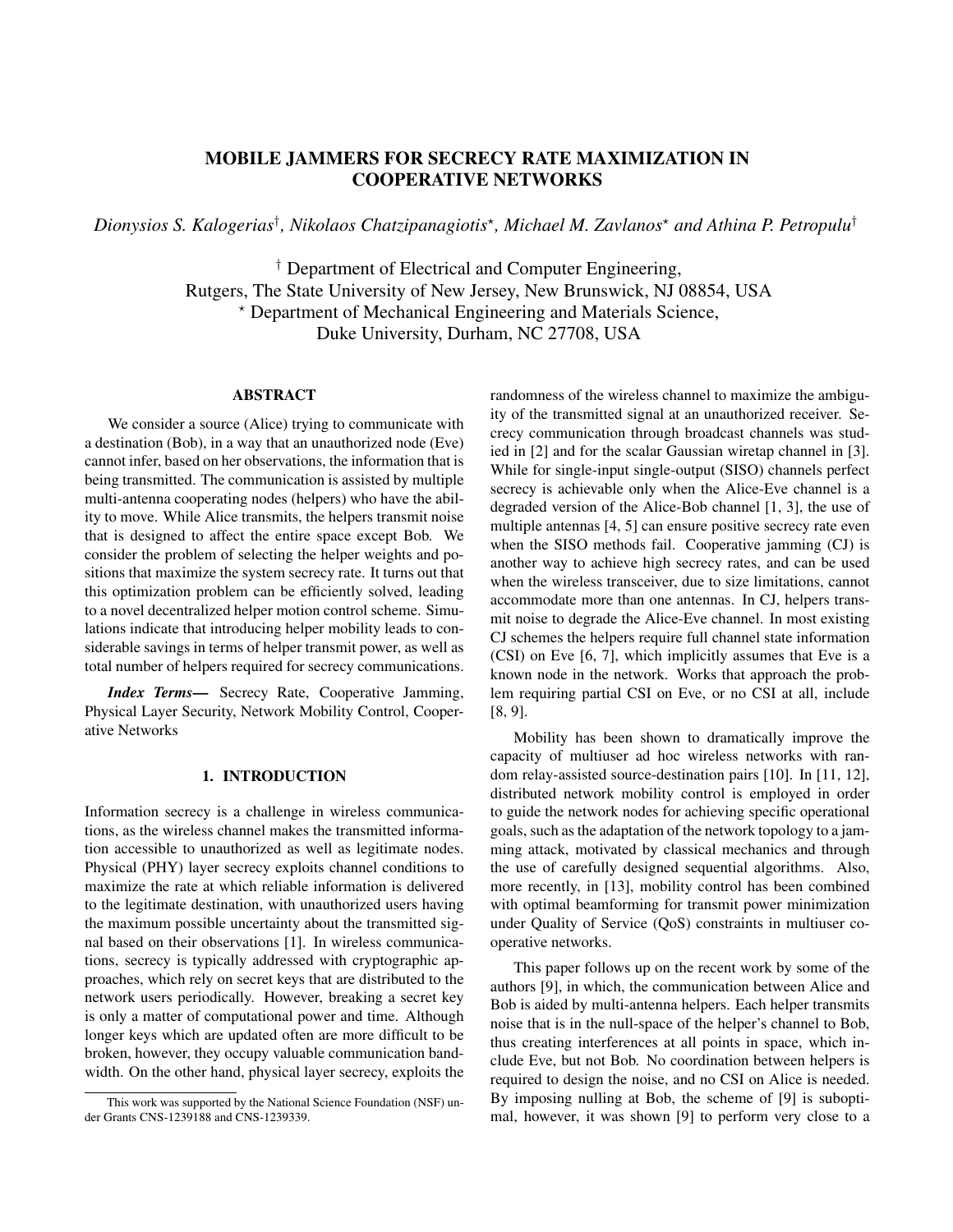# MOBILE JAMMERS FOR SECRECY RATE MAXIMIZATION IN COOPERATIVE NETWORKS

*Dionysios S. Kalogerias*[†], *Nikolaos Chatzipanagiotis*[⋆], *Michael M. Zavlanos*[⋆] *and Athina P. Petropulu*[†]

[†] Department of Electrical and Computer Engineering,
Rutgers, The State University of New Jersey, New Brunswick, NJ 08854, USA
[⋆] Department of Mechanical Engineering and Materials Science,
Duke University, Durham, NC 27708, USA

## ABSTRACT

We consider a source (Alice) trying to communicate with a destination (Bob), in a way that an unauthorized node (Eve) cannot infer, based on her observations, the information that is being transmitted. The communication is assisted by multiple multi-antenna cooperating nodes (helpers) who have the ability to move. While Alice transmits, the helpers transmit noise that is designed to affect the entire space except Bob. We consider the problem of selecting the helper weights and positions that maximize the system secrecy rate. It turns out that this optimization problem can be efficiently solved, leading to a novel decentralized helper motion control scheme. Simulations indicate that introducing helper mobility leads to considerable savings in terms of helper transmit power, as well as total number of helpers required for secrecy communications.

***Index Terms***— Secrecy Rate, Cooperative Jamming, Physical Layer Security, Network Mobility Control, Cooperative Networks

## 1. INTRODUCTION

Information secrecy is a challenge in wireless communications, as the wireless channel makes the transmitted information accessible to unauthorized as well as legitimate nodes. Physical (PHY) layer secrecy exploits channel conditions to maximize the rate at which reliable information is delivered to the legitimate destination, with unauthorized users having the maximum possible uncertainty about the transmitted signal based on their observations [1]. In wireless communications, secrecy is typically addressed with cryptographic approaches, which rely on secret keys that are distributed to the network users periodically. However, breaking a secret key is only a matter of computational power and time. Although longer keys which are updated often are more difficult to be broken, however, they occupy valuable communication bandwidth. On the other hand, physical layer secrecy, exploits the randomness of the wireless channel to maximize the ambiguity of the transmitted signal at an unauthorized receiver. Secrecy communication through broadcast channels was studied in [2] and for the scalar Gaussian wiretap channel in [3]. While for single-input single-output (SISO) channels perfect secrecy is achievable only when the Alice-Eve channel is a degraded version of the Alice-Bob channel [1, 3], the use of multiple antennas [4, 5] can ensure positive secrecy rate even when the SISO methods fail. Cooperative jamming (CJ) is another way to achieve high secrecy rates, and can be used when the wireless transceiver, due to size limitations, cannot accommodate more than one antennas. In CJ, helpers transmit noise to degrade the Alice-Eve channel. In most existing CJ schemes the helpers require full channel state information (CSI) on Eve [6, 7], which implicitly assumes that Eve is a known node in the network. Works that approach the problem requiring partial CSI on Eve, or no CSI at all, include [8, 9].

Mobility has been shown to dramatically improve the capacity of multiuser ad hoc wireless networks with random relay-assisted source-destination pairs [10]. In [11, 12], distributed network mobility control is employed in order to guide the network nodes for achieving specific operational goals, such as the adaptation of the network topology to a jamming attack, motivated by classical mechanics and through the use of carefully designed sequential algorithms. Also, more recently, in [13], mobility control has been combined with optimal beamforming for transmit power minimization under Quality of Service (QoS) constraints in multiuser cooperative networks.

This paper follows up on the recent work by some of the authors [9], in which, the communication between Alice and Bob is aided by multi-antenna helpers. Each helper transmits noise that is in the null-space of the helper's channel to Bob, thus creating interferences at all points in space, which include Eve, but not Bob. No coordination between helpers is required to design the noise, and no CSI on Alice is needed. By imposing nulling at Bob, the scheme of [9] is suboptimal, however, it was shown [9] to perform very close to a

This work was supported by the National Science Foundation (NSF) under Grants CNS-1239188 and CNS-1239339.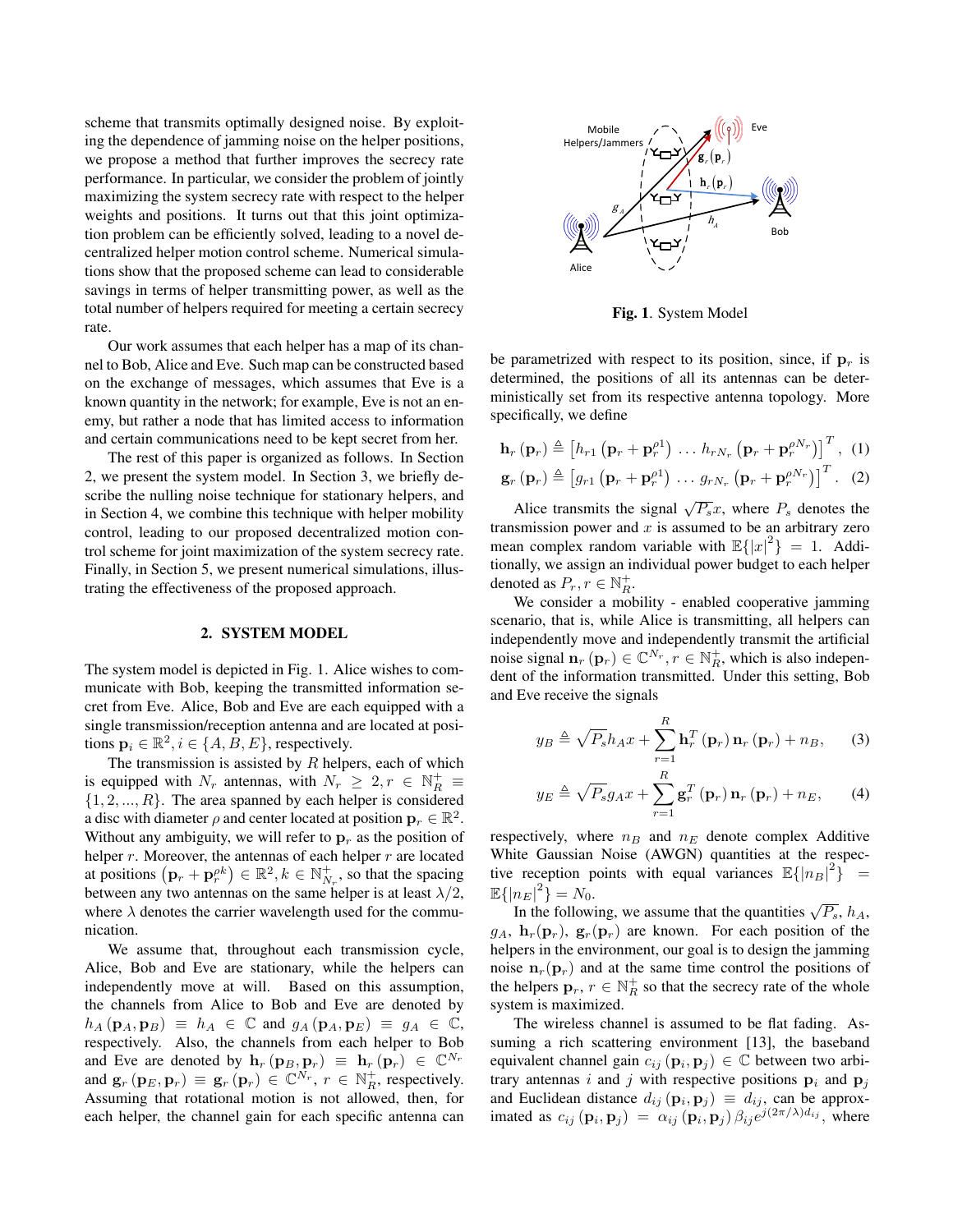scheme that transmits optimally designed noise. By exploiting the dependence of jamming noise on the helper positions, we propose a method that further improves the secrecy rate performance. In particular, we consider the problem of jointly maximizing the system secrecy rate with respect to the helper weights and positions. It turns out that this joint optimization problem can be efficiently solved, leading to a novel decentralized helper motion control scheme. Numerical simulations show that the proposed scheme can lead to considerable savings in terms of helper transmitting power, as well as the total number of helpers required for meeting a certain secrecy rate.

Our work assumes that each helper has a map of its channel to Bob, Alice and Eve. Such map can be constructed based on the exchange of messages, which assumes that Eve is a known quantity in the network; for example, Eve is not an enemy, but rather a node that has limited access to information and certain communications need to be kept secret from her.

The rest of this paper is organized as follows. In Section 2, we present the system model. In Section 3, we briefly describe the nulling noise technique for stationary helpers, and in Section 4, we combine this technique with helper mobility control, leading to our proposed decentralized motion control scheme for joint maximization of the system secrecy rate. Finally, in Section 5, we present numerical simulations, illustrating the effectiveness of the proposed approach.

## 2. SYSTEM MODEL

The system model is depicted in Fig. 1. Alice wishes to communicate with Bob, keeping the transmitted information secret from Eve. Alice, Bob and Eve are each equipped with a single transmission/reception antenna and are located at positions $\mathbf{p}_i \in \mathbb{R}^2, i \in \{A, B, E\}$, respectively.

The transmission is assisted by $R$ helpers, each of which is equipped with $N_r$ antennas, with $N_r \geq 2, r \in \mathbb{N}_R^+ \equiv \{1, 2, ..., R\}$. The area spanned by each helper is considered a disc with diameter $\rho$ and center located at position $\mathbf{p}_r \in \mathbb{R}^2$. Without any ambiguity, we will refer to $\mathbf{p}_r$ as the position of helper $r$. Moreover, the antennas of each helper $r$ are located at positions $\left(\mathbf{p}_r + \mathbf{p}_r^{\rho k}\right) \in \mathbb{R}^2, k \in \mathbb{N}_{N_r}^+$, so that the spacing between any two antennas on the same helper is at least $\lambda/2$, where $\lambda$ denotes the carrier wavelength used for the communication.

We assume that, throughout each transmission cycle, Alice, Bob and Eve are stationary, while the helpers can independently move at will. Based on this assumption, the channels from Alice to Bob and Eve are denoted by $h_A(\mathbf{p}_A, \mathbf{p}_B) \equiv h_A \in \mathbb{C}$ and $g_A(\mathbf{p}_A, \mathbf{p}_E) \equiv g_A \in \mathbb{C}$, respectively. Also, the channels from each helper to Bob and Eve are denoted by $\mathbf{h}_r(\mathbf{p}_B, \mathbf{p}_r) \equiv \mathbf{h}_r(\mathbf{p}_r) \in \mathbb{C}^{N_r}$ and $\mathbf{g}_r(\mathbf{p}_E, \mathbf{p}_r) \equiv \mathbf{g}_r(\mathbf{p}_r) \in \mathbb{C}^{N_r}$, $r \in \mathbb{N}_R^+$, respectively. Assuming that rotational motion is not allowed, then, for each helper, the channel gain for each specific antenna can be parametrized with respect to its position, since, if $\mathbf{p}_r$ is determined, the positions of all its antennas can be deterministically set from its respective antenna topology. More specifically, we define

$$\mathbf{h}_r(\mathbf{p}_r) \triangleq \left[h_{r1}\left(\mathbf{p}_r + \mathbf{p}_r^{\rho 1}\right) \, \dots \, h_{rN_r}\left(\mathbf{p}_r + \mathbf{p}_r^{\rho N_r}\right)\right]^T, \quad (1)$$

$$\mathbf{g}_r(\mathbf{p}_r) \triangleq \left[g_{r1}\left(\mathbf{p}_r + \mathbf{p}_r^{\rho 1}\right) \, \dots \, g_{rN_r}\left(\mathbf{p}_r + \mathbf{p}_r^{\rho N_r}\right)\right]^T. \quad (2)$$

Alice transmits the signal $\sqrt{P_s}x$, where $P_s$ denotes the transmission power and $x$ is assumed to be an arbitrary zero mean complex random variable with $\mathbb{E}\{|x|^2\} = 1$. Additionally, we assign an individual power budget to each helper denoted as $P_r, r \in \mathbb{N}_R^+$.

We consider a mobility - enabled cooperative jamming scenario, that is, while Alice is transmitting, all helpers can independently move and independently transmit the artificial noise signal $\mathbf{n}_r(\mathbf{p}_r) \in \mathbb{C}^{N_r}, r \in \mathbb{N}_R^+$, which is also independent of the information transmitted. Under this setting, Bob and Eve receive the signals

$$y_B \triangleq \sqrt{P_s} h_A x + \sum_{r=1}^{R} \mathbf{h}_r^T(\mathbf{p}_r)\, \mathbf{n}_r(\mathbf{p}_r) + n_B, \quad (3)$$

$$y_E \triangleq \sqrt{P_s} g_A x + \sum_{r=1}^{R} \mathbf{g}_r^T(\mathbf{p}_r)\, \mathbf{n}_r(\mathbf{p}_r) + n_E, \quad (4)$$

respectively, where $n_B$ and $n_E$ denote complex Additive White Gaussian Noise (AWGN) quantities at the respective reception points with equal variances $\mathbb{E}\{|n_B|^2\} = \mathbb{E}\{|n_E|^2\} = N_0$.

In the following, we assume that the quantities $\sqrt{P_s}$, $h_A$, $g_A$, $\mathbf{h}_r(\mathbf{p}_r)$, $\mathbf{g}_r(\mathbf{p}_r)$ are known. For each position of the helpers in the environment, our goal is to design the jamming noise $\mathbf{n}_r(\mathbf{p}_r)$ and at the same time control the positions of the helpers $\mathbf{p}_r$, $r \in \mathbb{N}_R^+$ so that the secrecy rate of the whole system is maximized.

The wireless channel is assumed to be flat fading. Assuming a rich scattering environment [13], the baseband equivalent channel gain $c_{ij}(\mathbf{p}_i, \mathbf{p}_j) \in \mathbb{C}$ between two arbitrary antennas $i$ and $j$ with respective positions $\mathbf{p}_i$ and $\mathbf{p}_j$ and Euclidean distance $d_{ij}(\mathbf{p}_i, \mathbf{p}_j) \equiv d_{ij}$, can be approximated as $c_{ij}(\mathbf{p}_i, \mathbf{p}_j) = \alpha_{ij}(\mathbf{p}_i, \mathbf{p}_j)\, \beta_{ij} e^{j(2\pi/\lambda)d_{ij}}$, where

**Fig. 1**. System Model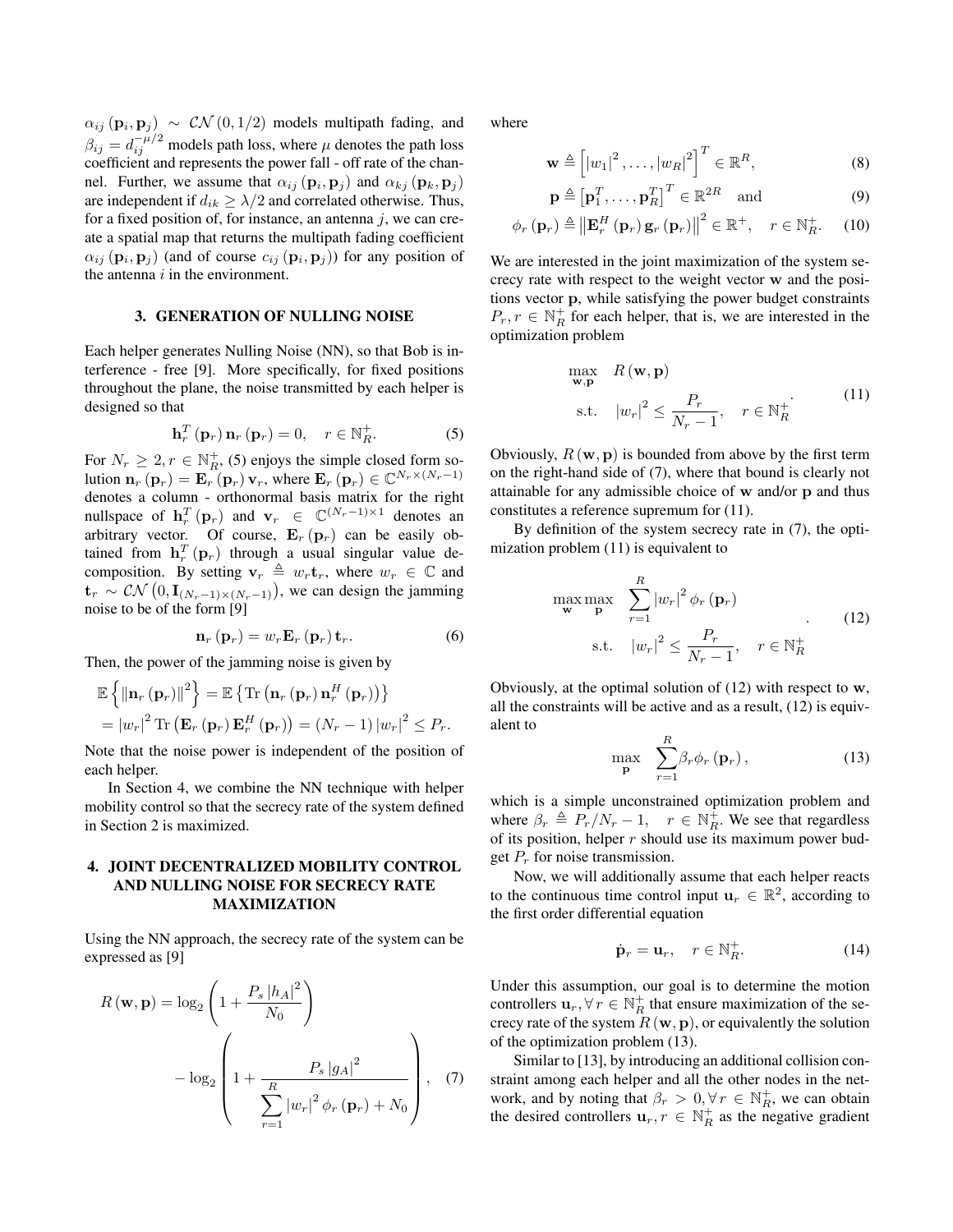$\alpha_{ij}(\mathbf{p}_i, \mathbf{p}_j) \sim \mathcal{CN}(0, 1/2)$ models multipath fading, and $\beta_{ij} = d_{ij}^{-\mu/2}$ models path loss, where $\mu$ denotes the path loss coefficient and represents the power fall - off rate of the channel. Further, we assume that $\alpha_{ij}(\mathbf{p}_i, \mathbf{p}_j)$ and $\alpha_{kj}(\mathbf{p}_k, \mathbf{p}_j)$ are independent if $d_{ik} \geq \lambda/2$ and correlated otherwise. Thus, for a fixed position of, for instance, an antenna $j$, we can create a spatial map that returns the multipath fading coefficient $\alpha_{ij}(\mathbf{p}_i, \mathbf{p}_j)$ (and of course $c_{ij}(\mathbf{p}_i, \mathbf{p}_j)$) for any position of the antenna $i$ in the environment.

## 3. GENERATION OF NULLING NOISE

Each helper generates Nulling Noise (NN), so that Bob is interference - free [9]. More specifically, for fixed positions throughout the plane, the noise transmitted by each helper is designed so that

$$\mathbf{h}_r^T(\mathbf{p}_r)\,\mathbf{n}_r(\mathbf{p}_r) = 0, \quad r \in \mathbb{N}_R^+. \tag{5}$$

For $N_r \geq 2, r \in \mathbb{N}_R^+$, (5) enjoys the simple closed form solution $\mathbf{n}_r(\mathbf{p}_r) = \mathbf{E}_r(\mathbf{p}_r)\,\mathbf{v}_r$, where $\mathbf{E}_r(\mathbf{p}_r) \in \mathbb{C}^{N_r \times (N_r - 1)}$ denotes a column - orthonormal basis matrix for the right nullspace of $\mathbf{h}_r^T(\mathbf{p}_r)$ and $\mathbf{v}_r \in \mathbb{C}^{(N_r-1)\times 1}$ denotes an arbitrary vector. Of course, $\mathbf{E}_r(\mathbf{p}_r)$ can be easily obtained from $\mathbf{h}_r^T(\mathbf{p}_r)$ through a usual singular value decomposition. By setting $\mathbf{v}_r \triangleq w_r \mathbf{t}_r$, where $w_r \in \mathbb{C}$ and $\mathbf{t}_r \sim \mathcal{CN}\left(0, \mathbf{I}_{(N_r-1)\times(N_r-1)}\right)$, we can design the jamming noise to be of the form [9]

$$\mathbf{n}_r(\mathbf{p}_r) = w_r \mathbf{E}_r(\mathbf{p}_r)\,\mathbf{t}_r. \tag{6}$$

Then, the power of the jamming noise is given by

$$\begin{aligned}
&\mathbb{E}\left\{\left\|\mathbf{n}_r(\mathbf{p}_r)\right\|^2\right\} = \mathbb{E}\left\{\mathrm{Tr}\left(\mathbf{n}_r(\mathbf{p}_r)\,\mathbf{n}_r^H(\mathbf{p}_r)\right)\right\} \\
&= |w_r|^2\,\mathrm{Tr}\left(\mathbf{E}_r(\mathbf{p}_r)\,\mathbf{E}_r^H(\mathbf{p}_r)\right) = (N_r - 1)\,|w_r|^2 \leq P_r.
\end{aligned}$$

Note that the noise power is independent of the position of each helper.

In Section 4, we combine the NN technique with helper mobility control so that the secrecy rate of the system defined in Section 2 is maximized.

## 4. JOINT DECENTRALIZED MOBILITY CONTROL AND NULLING NOISE FOR SECRECY RATE MAXIMIZATION

Using the NN approach, the secrecy rate of the system can be expressed as [9]

$$\begin{aligned}
R(\mathbf{w}, \mathbf{p}) &= \log_2\left(1 + \frac{P_s\,|h_A|^2}{N_0}\right) \\
&\quad - \log_2\left(1 + \frac{P_s\,|g_A|^2}{\sum_{r=1}^{R} |w_r|^2\,\phi_r(\mathbf{p}_r) + N_0}\right),
\end{aligned} \tag{7}$$

where

$$\mathbf{w} \triangleq \left[|w_1|^2, \ldots, |w_R|^2\right]^T \in \mathbb{R}^R, \tag{8}$$

$$\mathbf{p} \triangleq \left[\mathbf{p}_1^T, \ldots, \mathbf{p}_R^T\right]^T \in \mathbb{R}^{2R} \quad \text{and} \tag{9}$$

$$\phi_r(\mathbf{p}_r) \triangleq \left\|\mathbf{E}_r^H(\mathbf{p}_r)\,\mathbf{g}_r(\mathbf{p}_r)\right\|^2 \in \mathbb{R}^+, \quad r \in \mathbb{N}_R^+. \tag{10}$$

We are interested in the joint maximization of the system secrecy rate with respect to the weight vector $\mathbf{w}$ and the positions vector $\mathbf{p}$, while satisfying the power budget constraints $P_r, r \in \mathbb{N}_R^+$ for each helper, that is, we are interested in the optimization problem

$$\begin{aligned}
\max_{\mathbf{w},\mathbf{p}} \quad & R(\mathbf{w}, \mathbf{p}) \\
\text{s.t.} \quad & |w_r|^2 \leq \frac{P_r}{N_r - 1}, \quad r \in \mathbb{N}_R^+
\end{aligned}. \tag{11}$$

Obviously, $R(\mathbf{w}, \mathbf{p})$ is bounded from above by the first term on the right-hand side of (7), where that bound is clearly not attainable for any admissible choice of $\mathbf{w}$ and/or $\mathbf{p}$ and thus constitutes a reference supremum for (11).

By definition of the system secrecy rate in (7), the optimization problem (11) is equivalent to

$$\begin{aligned}
\max_{\mathbf{w}} \max_{\mathbf{p}} \quad & \sum_{r=1}^{R} |w_r|^2\,\phi_r(\mathbf{p}_r) \\
\text{s.t.} \quad & |w_r|^2 \leq \frac{P_r}{N_r - 1}, \quad r \in \mathbb{N}_R^+
\end{aligned}. \tag{12}$$

Obviously, at the optimal solution of (12) with respect to $\mathbf{w}$, all the constraints will be active and as a result, (12) is equivalent to

$$\max_{\mathbf{p}} \quad \sum_{r=1}^{R} \beta_r \phi_r(\mathbf{p}_r), \tag{13}$$

which is a simple unconstrained optimization problem and where $\beta_r \triangleq P_r/N_r - 1, \quad r \in \mathbb{N}_R^+$. We see that regardless of its position, helper $r$ should use its maximum power budget $P_r$ for noise transmission.

Now, we will additionally assume that each helper reacts to the continuous time control input $\mathbf{u}_r \in \mathbb{R}^2$, according to the first order differential equation

$$\dot{\mathbf{p}}_r = \mathbf{u}_r, \quad r \in \mathbb{N}_R^+. \tag{14}$$

Under this assumption, our goal is to determine the motion controllers $\mathbf{u}_r, \forall\, r \in \mathbb{N}_R^+$ that ensure maximization of the secrecy rate of the system $R(\mathbf{w}, \mathbf{p})$, or equivalently the solution of the optimization problem (13).

Similar to [13], by introducing an additional collision constraint among each helper and all the other nodes in the network, and by noting that $\beta_r > 0, \forall\, r \in \mathbb{N}_R^+$, we can obtain the desired controllers $\mathbf{u}_r, r \in \mathbb{N}_R^+$ as the negative gradient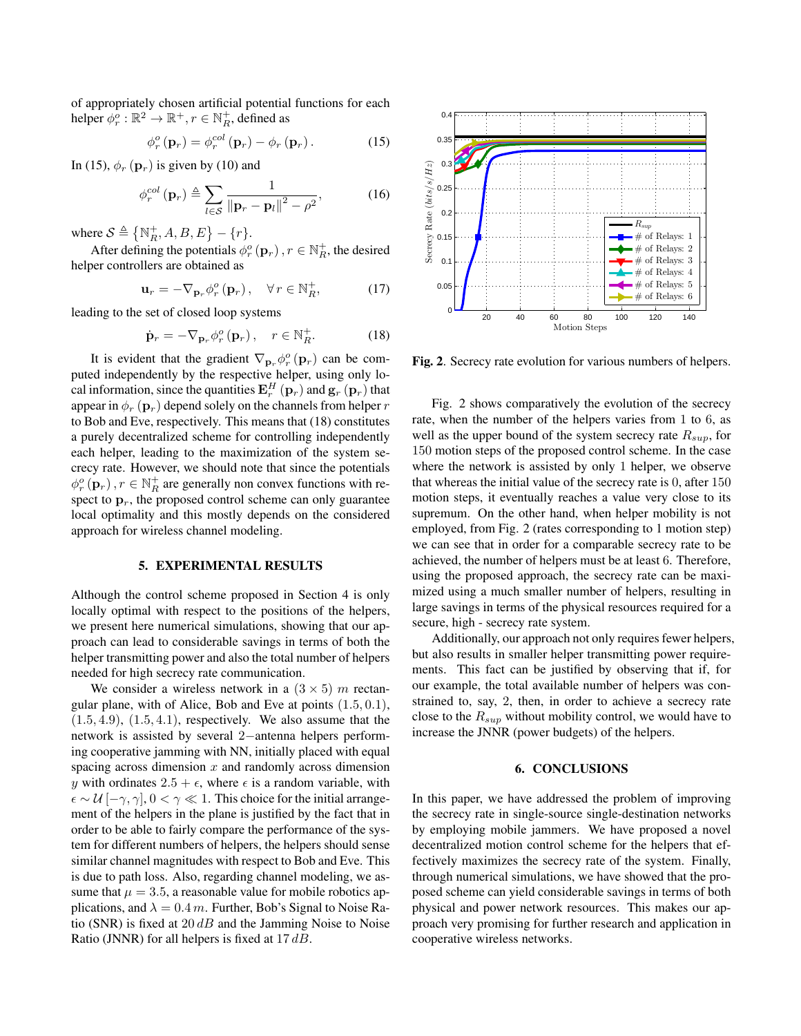of appropriately chosen artificial potential functions for each helper $\phi_r^o : \mathbb{R}^2 \rightarrow \mathbb{R}^+, r \in \mathbb{N}_R^+$, defined as

$$\phi_r^o(\mathbf{p}_r) = \phi_r^{col}(\mathbf{p}_r) - \phi_r(\mathbf{p}_r). \tag{15}$$

In (15), $\phi_r(\mathbf{p}_r)$ is given by (10) and

$$\phi_r^{col}(\mathbf{p}_r) \triangleq \sum_{l \in \mathcal{S}} \frac{1}{\|\mathbf{p}_r - \mathbf{p}_l\|^2 - \rho^2}, \tag{16}$$

where $\mathcal{S} \triangleq \{\mathbb{N}_R^+, A, B, E\} - \{r\}$.

After defining the potentials $\phi_r^o(\mathbf{p}_r), r \in \mathbb{N}_R^+$, the desired helper controllers are obtained as

$$\mathbf{u}_r = -\nabla_{\mathbf{p}_r} \phi_r^o(\mathbf{p}_r), \quad \forall r \in \mathbb{N}_R^+, \tag{17}$$

leading to the set of closed loop systems

$$\dot{\mathbf{p}}_r = -\nabla_{\mathbf{p}_r} \phi_r^o(\mathbf{p}_r), \quad r \in \mathbb{N}_R^+. \tag{18}$$

It is evident that the gradient $\nabla_{\mathbf{p}_r} \phi_r^o(\mathbf{p}_r)$ can be computed independently by the respective helper, using only local information, since the quantities $\mathbf{E}_r^H(\mathbf{p}_r)$ and $\mathbf{g}_r(\mathbf{p}_r)$ that appear in $\phi_r(\mathbf{p}_r)$ depend solely on the channels from helper $r$ to Bob and Eve, respectively. This means that (18) constitutes a purely decentralized scheme for controlling independently each helper, leading to the maximization of the system secrecy rate. However, we should note that since the potentials $\phi_r^o(\mathbf{p}_r), r \in \mathbb{N}_R^+$ are generally non convex functions with respect to $\mathbf{p}_r$, the proposed control scheme can only guarantee local optimality and this mostly depends on the considered approach for wireless channel modeling.

## 5. EXPERIMENTAL RESULTS

Although the control scheme proposed in Section 4 is only locally optimal with respect to the positions of the helpers, we present here numerical simulations, showing that our approach can lead to considerable savings in terms of both the helper transmitting power and also the total number of helpers needed for high secrecy rate communication.

We consider a wireless network in a $(3 \times 5)$ $m$ rectangular plane, with of Alice, Bob and Eve at points $(1.5, 0.1)$, $(1.5, 4.9)$, $(1.5, 4.1)$, respectively. We also assume that the network is assisted by several 2−antenna helpers performing cooperative jamming with NN, initially placed with equal spacing across dimension $x$ and randomly across dimension $y$ with ordinates $2.5 + \epsilon$, where $\epsilon$ is a random variable, with $\epsilon \sim \mathcal{U}[-\gamma, \gamma]$, $0 < \gamma \ll 1$. This choice for the initial arrangement of the helpers in the plane is justified by the fact that in order to be able to fairly compare the performance of the system for different numbers of helpers, the helpers should sense similar channel magnitudes with respect to Bob and Eve. This is due to path loss. Also, regarding channel modeling, we assume that $\mu = 3.5$, a reasonable value for mobile robotics applications, and $\lambda = 0.4\,m$. Further, Bob's Signal to Noise Ratio (SNR) is fixed at $20\,dB$ and the Jamming Noise to Noise Ratio (JNNR) for all helpers is fixed at $17\,dB$.

**Fig. 2**. Secrecy rate evolution for various numbers of helpers.

Fig. 2 shows comparatively the evolution of the secrecy rate, when the number of the helpers varies from 1 to 6, as well as the upper bound of the system secrecy rate $R_{sup}$, for 150 motion steps of the proposed control scheme. In the case where the network is assisted by only 1 helper, we observe that whereas the initial value of the secrecy rate is 0, after 150 motion steps, it eventually reaches a value very close to its supremum. On the other hand, when helper mobility is not employed, from Fig. 2 (rates corresponding to 1 motion step) we can see that in order for a comparable secrecy rate to be achieved, the number of helpers must be at least 6. Therefore, using the proposed approach, the secrecy rate can be maximized using a much smaller number of helpers, resulting in large savings in terms of the physical resources required for a secure, high - secrecy rate system.

Additionally, our approach not only requires fewer helpers, but also results in smaller helper transmitting power requirements. This fact can be justified by observing that if, for our example, the total available number of helpers was constrained to, say, 2, then, in order to achieve a secrecy rate close to the $R_{sup}$ without mobility control, we would have to increase the JNNR (power budgets) of the helpers.

## 6. CONCLUSIONS

In this paper, we have addressed the problem of improving the secrecy rate in single-source single-destination networks by employing mobile jammers. We have proposed a novel decentralized motion control scheme for the helpers that effectively maximizes the secrecy rate of the system. Finally, through numerical simulations, we have showed that the proposed scheme can yield considerable savings in terms of both physical and power network resources. This makes our approach very promising for further research and application in cooperative wireless networks.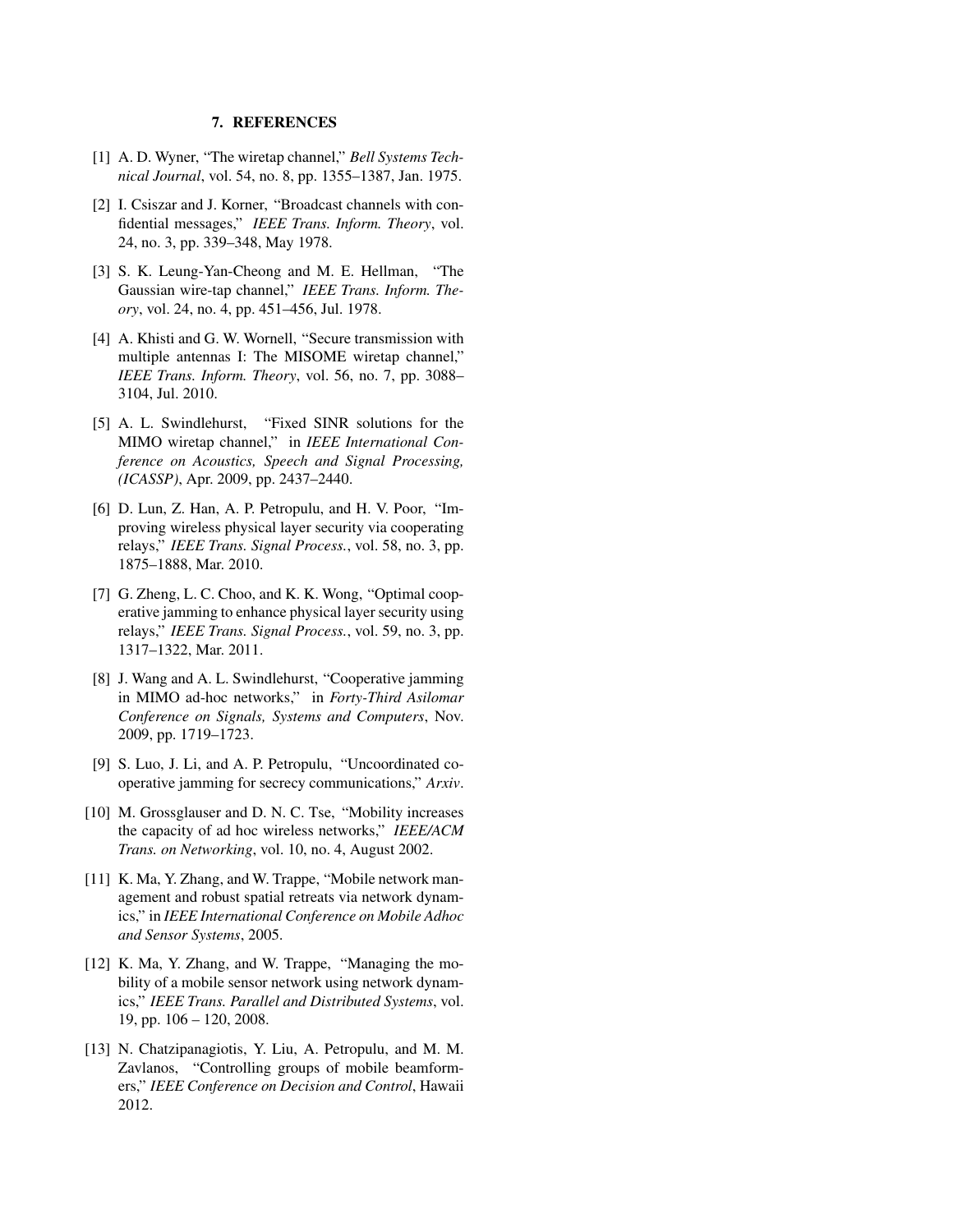## 7. REFERENCES

[1] A. D. Wyner, "The wiretap channel," *Bell Systems Technical Journal*, vol. 54, no. 8, pp. 1355–1387, Jan. 1975.

[2] I. Csiszar and J. Korner, "Broadcast channels with confidential messages," *IEEE Trans. Inform. Theory*, vol. 24, no. 3, pp. 339–348, May 1978.

[3] S. K. Leung-Yan-Cheong and M. E. Hellman, "The Gaussian wire-tap channel," *IEEE Trans. Inform. Theory*, vol. 24, no. 4, pp. 451–456, Jul. 1978.

[4] A. Khisti and G. W. Wornell, "Secure transmission with multiple antennas I: The MISOME wiretap channel," *IEEE Trans. Inform. Theory*, vol. 56, no. 7, pp. 3088–3104, Jul. 2010.

[5] A. L. Swindlehurst, "Fixed SINR solutions for the MIMO wiretap channel," in *IEEE International Conference on Acoustics, Speech and Signal Processing, (ICASSP)*, Apr. 2009, pp. 2437–2440.

[6] D. Lun, Z. Han, A. P. Petropulu, and H. V. Poor, "Improving wireless physical layer security via cooperating relays," *IEEE Trans. Signal Process.*, vol. 58, no. 3, pp. 1875–1888, Mar. 2010.

[7] G. Zheng, L. C. Choo, and K. K. Wong, "Optimal cooperative jamming to enhance physical layer security using relays," *IEEE Trans. Signal Process.*, vol. 59, no. 3, pp. 1317–1322, Mar. 2011.

[8] J. Wang and A. L. Swindlehurst, "Cooperative jamming in MIMO ad-hoc networks," in *Forty-Third Asilomar Conference on Signals, Systems and Computers*, Nov. 2009, pp. 1719–1723.

[9] S. Luo, J. Li, and A. P. Petropulu, "Uncoordinated cooperative jamming for secrecy communications," *Arxiv*.

[10] M. Grossglauser and D. N. C. Tse, "Mobility increases the capacity of ad hoc wireless networks," *IEEE/ACM Trans. on Networking*, vol. 10, no. 4, August 2002.

[11] K. Ma, Y. Zhang, and W. Trappe, "Mobile network management and robust spatial retreats via network dynamics," in *IEEE International Conference on Mobile Adhoc and Sensor Systems*, 2005.

[12] K. Ma, Y. Zhang, and W. Trappe, "Managing the mobility of a mobile sensor network using network dynamics," *IEEE Trans. Parallel and Distributed Systems*, vol. 19, pp. 106 – 120, 2008.

[13] N. Chatzipanagiotis, Y. Liu, A. Petropulu, and M. M. Zavlanos, "Controlling groups of mobile beamformers," *IEEE Conference on Decision and Control*, Hawaii 2012.